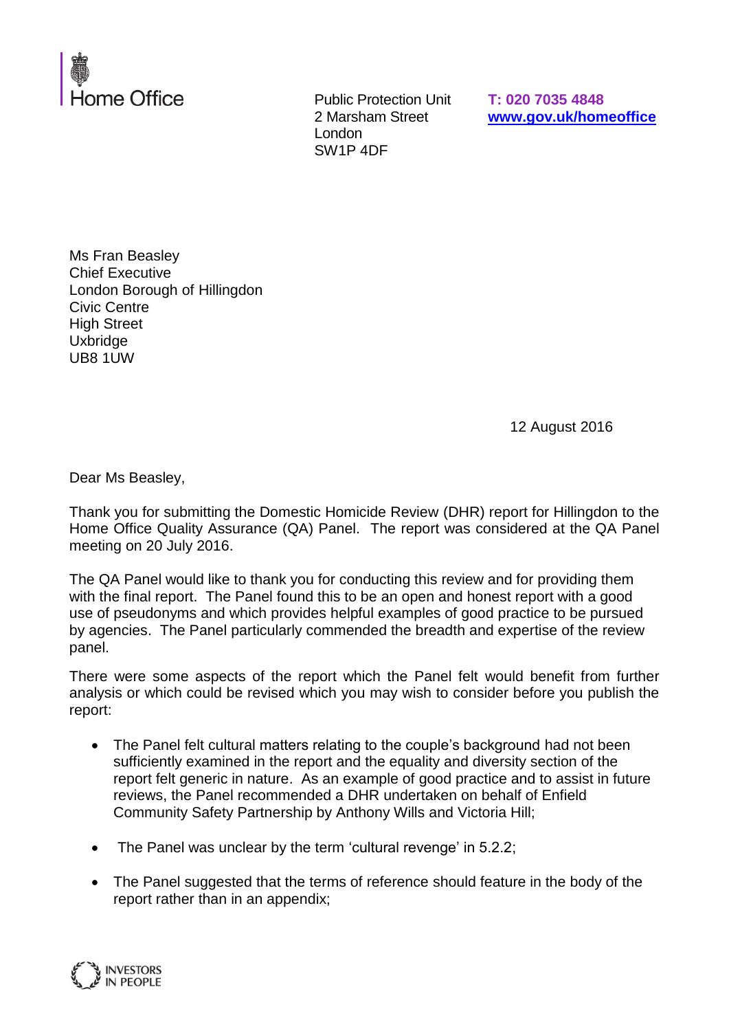Home Office

Public Protection Unit
2 Marsham Street
London
SW1P 4DF

**T: 020 7035 4848**
**www.gov.uk/homeoffice**

Ms Fran Beasley
Chief Executive
London Borough of Hillingdon
Civic Centre
High Street
Uxbridge
UB8 1UW

12 August 2016

Dear Ms Beasley,

Thank you for submitting the Domestic Homicide Review (DHR) report for Hillingdon to the Home Office Quality Assurance (QA) Panel. The report was considered at the QA Panel meeting on 20 July 2016.

The QA Panel would like to thank you for conducting this review and for providing them with the final report. The Panel found this to be an open and honest report with a good use of pseudonyms and which provides helpful examples of good practice to be pursued by agencies. The Panel particularly commended the breadth and expertise of the review panel.

There were some aspects of the report which the Panel felt would benefit from further analysis or which could be revised which you may wish to consider before you publish the report:

- The Panel felt cultural matters relating to the couple's background had not been sufficiently examined in the report and the equality and diversity section of the report felt generic in nature. As an example of good practice and to assist in future reviews, the Panel recommended a DHR undertaken on behalf of Enfield Community Safety Partnership by Anthony Wills and Victoria Hill;
- The Panel was unclear by the term 'cultural revenge' in 5.2.2;
- The Panel suggested that the terms of reference should feature in the body of the report rather than in an appendix;

INVESTORS IN PEOPLE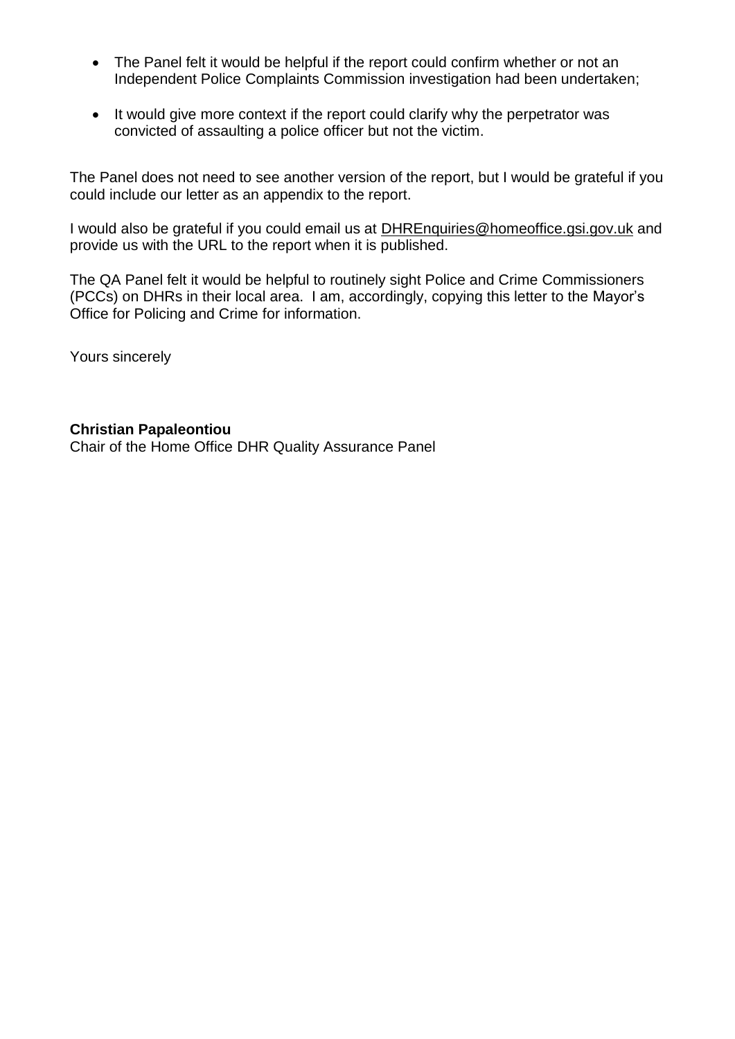- The Panel felt it would be helpful if the report could confirm whether or not an Independent Police Complaints Commission investigation had been undertaken;
- It would give more context if the report could clarify why the perpetrator was convicted of assaulting a police officer but not the victim.

The Panel does not need to see another version of the report, but I would be grateful if you could include our letter as an appendix to the report.

I would also be grateful if you could email us at DHREnquiries@homeoffice.gsi.gov.uk and provide us with the URL to the report when it is published.

The QA Panel felt it would be helpful to routinely sight Police and Crime Commissioners (PCCs) on DHRs in their local area. I am, accordingly, copying this letter to the Mayor's Office for Policing and Crime for information.

Yours sincerely

**Christian Papaleontiou**
Chair of the Home Office DHR Quality Assurance Panel